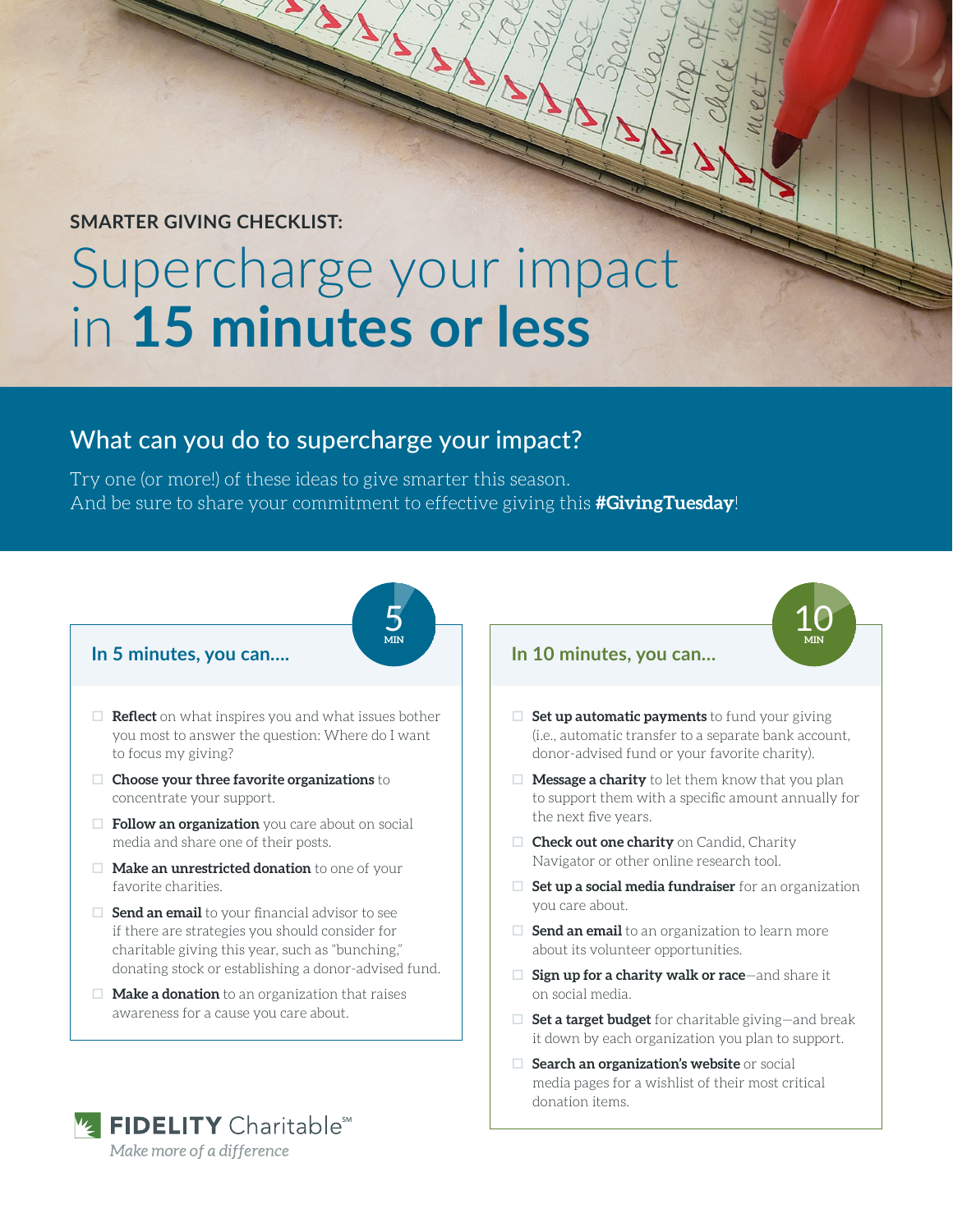**SMARTER GIVING CHECKLIST:**

# Supercharge your impact in **15 minutes or less**

## What can you do to supercharge your impact?

Try one (or more!) of these ideas to give smarter this season.
And be sure to share your commitment to effective giving this **#GivingTuesday**!

### In 5 minutes, you can....

5 MIN

- ☐ **Reflect** on what inspires you and what issues bother you most to answer the question: Where do I want to focus my giving?
- ☐ **Choose your three favorite organizations** to concentrate your support.
- ☐ **Follow an organization** you care about on social media and share one of their posts.
- ☐ **Make an unrestricted donation** to one of your favorite charities.
- ☐ **Send an email** to your financial advisor to see if there are strategies you should consider for charitable giving this year, such as "bunching," donating stock or establishing a donor-advised fund.
- ☐ **Make a donation** to an organization that raises awareness for a cause you care about.

### In 10 minutes, you can...

10 MIN

- ☐ **Set up automatic payments** to fund your giving (i.e., automatic transfer to a separate bank account, donor-advised fund or your favorite charity).
- ☐ **Message a charity** to let them know that you plan to support them with a specific amount annually for the next five years.
- ☐ **Check out one charity** on Candid, Charity Navigator or other online research tool.
- ☐ **Set up a social media fundraiser** for an organization you care about.
- ☐ **Send an email** to an organization to learn more about its volunteer opportunities.
- ☐ **Sign up for a charity walk or race**—and share it on social media.
- ☐ **Set a target budget** for charitable giving—and break it down by each organization you plan to support.
- ☐ **Search an organization's website** or social media pages for a wishlist of their most critical donation items.

**FIDELITY** Charitable℠

*Make more of a difference*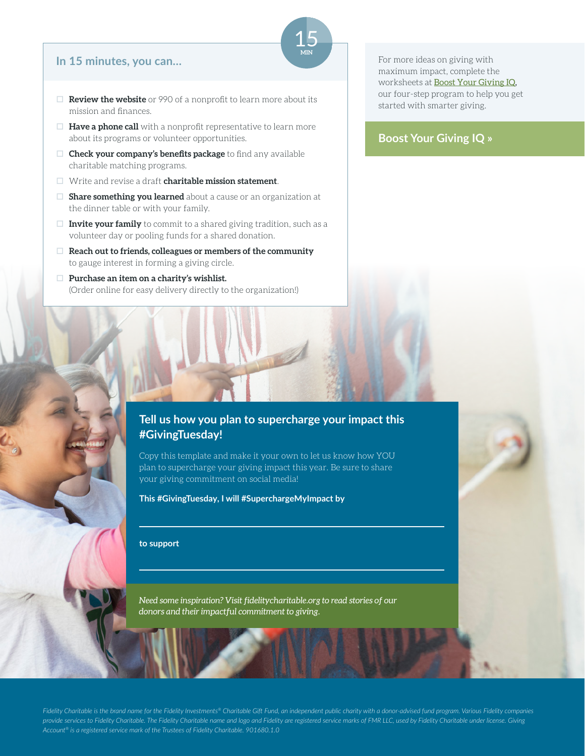## In 15 minutes, you can...

15 MIN

- **Review the website** or 990 of a nonprofit to learn more about its mission and finances.
- **Have a phone call** with a nonprofit representative to learn more about its programs or volunteer opportunities.
- **Check your company's benefits package** to find any available charitable matching programs.
- Write and revise a draft **charitable mission statement**.
- **Share something you learned** about a cause or an organization at the dinner table or with your family.
- **Invite your family** to commit to a shared giving tradition, such as a volunteer day or pooling funds for a shared donation.
- **Reach out to friends, colleagues or members of the community** to gauge interest in forming a giving circle.
- **Purchase an item on a charity's wishlist.** (Order online for easy delivery directly to the organization!)

For more ideas on giving with maximum impact, complete the worksheets at Boost Your Giving IQ, our four-step program to help you get started with smarter giving.

**Boost Your Giving IQ »**

## Tell us how you plan to supercharge your impact this #GivingTuesday!

Copy this template and make it your own to let us know how YOU plan to supercharge your giving impact this year. Be sure to share your giving commitment on social media!

**This #GivingTuesday, I will #SuperchargeMyImpact by**

______________________________

**to support**

______________________________

*Need some inspiration? Visit fidelitycharitable.org to read stories of our donors and their impactful commitment to giving.*

*Fidelity Charitable is the brand name for the Fidelity Investments® Charitable Gift Fund, an independent public charity with a donor-advised fund program. Various Fidelity companies provide services to Fidelity Charitable. The Fidelity Charitable name and logo and Fidelity are registered service marks of FMR LLC, used by Fidelity Charitable under license. Giving Account® is a registered service mark of the Trustees of Fidelity Charitable. 901680.1.0*